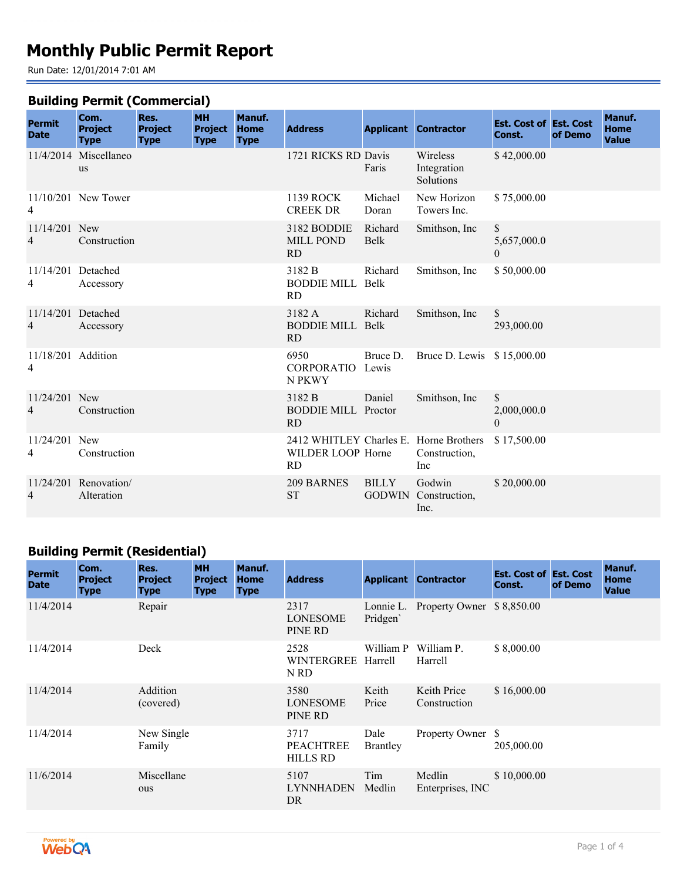# Monthly Public Permit Report

Run Date: 12/01/2014 7:01 AM

## Building Permit (Commercial)

| Permit Date | Com. Project Type | Res. Project Type | MH Project Type | Manuf. Home Type | Address | Applicant | Contractor | Est. Cost of Const. | Est. Cost of Demo | Manuf. Home Value |
|---|---|---|---|---|---|---|---|---|---|---|
| 11/4/2014 | Miscellaneous | | | | 1721 RICKS RD | Davis Faris | Wireless Integration Solutions | $ 42,000.00 | | |
| 11/10/2014 | New Tower | | | | 1139 ROCK CREEK DR | Michael Doran | New Horizon Towers Inc. | $ 75,000.00 | | |
| 11/14/2014 | New Construction | | | | 3182 BODDIE MILL POND RD | Richard Belk | Smithson, Inc | $ 5,657,000.00 | | |
| 11/14/2014 | Detached Accessory | | | | 3182 B BODDIE MILL RD | Richard Belk | Smithson, Inc | $ 50,000.00 | | |
| 11/14/2014 | Detached Accessory | | | | 3182 A BODDIE MILL RD | Richard Belk | Smithson, Inc | $ 293,000.00 | | |
| 11/18/2014 | Addition | | | | 6950 CORPORATION PKWY | Bruce D. Lewis | Bruce D. Lewis | $ 15,000.00 | | |
| 11/24/2014 | New Construction | | | | 3182 B BODDIE MILL RD | Daniel Proctor | Smithson, Inc | $ 2,000,000.00 | | |
| 11/24/2014 | New Construction | | | | 2412 WHITLEY WILDER LOOP RD | Charles E. Horne | Horne Brothers Construction, Inc | $ 17,500.00 | | |
| 11/24/2014 | Renovation/ Alteration | | | | 209 BARNES ST | BILLY GODWIN | Godwin Construction, Inc. | $ 20,000.00 | | |

## Building Permit (Residential)

| Permit Date | Com. Project Type | Res. Project Type | MH Project Type | Manuf. Home Type | Address | Applicant | Contractor | Est. Cost of Const. | Est. Cost of Demo | Manuf. Home Value |
|---|---|---|---|---|---|---|---|---|---|---|
| 11/4/2014 | | Repair | | | 2317 LONESOME PINE RD | Lonnie L. Pridgen` | Property Owner | $ 8,850.00 | | |
| 11/4/2014 | | Deck | | | 2528 WINTERGREEN RD | William P Harrell | William P. Harrell | $ 8,000.00 | | |
| 11/4/2014 | | Addition (covered) | | | 3580 LONESOME PINE RD | Keith Price | Keith Price Construction | $ 16,000.00 | | |
| 11/4/2014 | | New Single Family | | | 3717 PEACHTREE HILLS RD | Dale Brantley | Property Owner | $ 205,000.00 | | |
| 11/6/2014 | | Miscellaneous | | | 5107 LYNNHADEN DR | Tim Medlin | Medlin Enterprises, INC | $ 10,000.00 | | |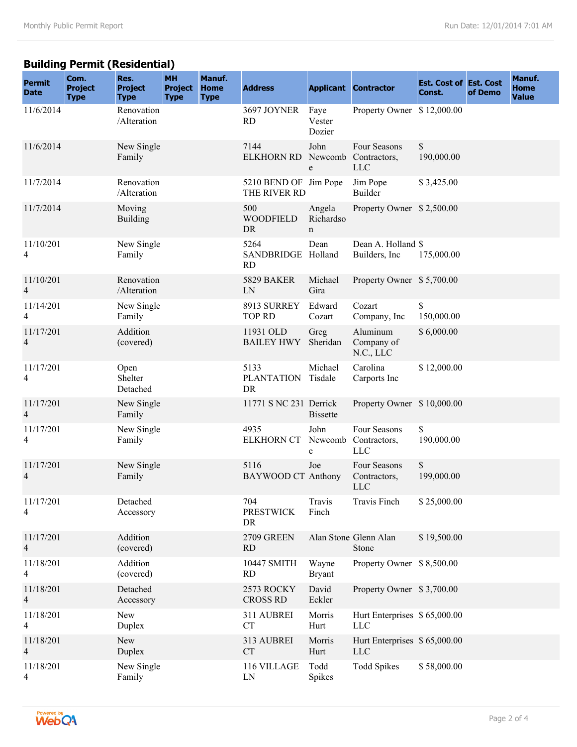## Building Permit (Residential)

| Permit Date | Com. Project Type | Res. Project Type | MH Project Type | Manuf. Home Type | Address | Applicant | Contractor | Est. Cost of Const. | Est. Cost of Demo | Manuf. Home Value |
|---|---|---|---|---|---|---|---|---|---|---|
| 11/6/2014 | | Renovation /Alteration | | | 3697 JOYNER RD | Faye Vester Dozier | Property Owner | $ 12,000.00 | | |
| 11/6/2014 | | New Single Family | | | 7144 ELKHORN RD | John Newcombe | Four Seasons Contractors, LLC | $ 190,000.00 | | |
| 11/7/2014 | | Renovation /Alteration | | | 5210 BEND OF THE RIVER RD | Jim Pope | Jim Pope Builder | $ 3,425.00 | | |
| 11/7/2014 | | Moving Building | | | 500 WOODFIELD DR | Angela Richardson | Property Owner | $ 2,500.00 | | |
| 11/10/2014 | | New Single Family | | | 5264 SANDBRIDGE RD | Dean Holland | Dean A. Holland Builders, Inc | $ 175,000.00 | | |
| 11/10/2014 | | Renovation /Alteration | | | 5829 BAKER LN | Michael Gira | Property Owner | $ 5,700.00 | | |
| 11/14/2014 | | New Single Family | | | 8913 SURREY TOP RD | Edward Cozart | Cozart Company, Inc | $ 150,000.00 | | |
| 11/17/2014 | | Addition (covered) | | | 11931 OLD BAILEY HWY | Greg Sheridan | Aluminum Company of N.C., LLC | $ 6,000.00 | | |
| 11/17/2014 | | Open Shelter Detached | | | 5133 PLANTATION DR | Michael Tisdale | Carolina Carports Inc | $ 12,000.00 | | |
| 11/17/2014 | | New Single Family | | | 11771 S NC 231 | Derrick Bissette | Property Owner | $ 10,000.00 | | |
| 11/17/2014 | | New Single Family | | | 4935 ELKHORN CT | John Newcombe | Four Seasons Contractors, LLC | $ 190,000.00 | | |
| 11/17/2014 | | New Single Family | | | 5116 BAYWOOD CT | Joe Anthony | Four Seasons Contractors, LLC | $ 199,000.00 | | |
| 11/17/2014 | | Detached Accessory | | | 704 PRESTWICK DR | Travis Finch | Travis Finch | $ 25,000.00 | | |
| 11/17/2014 | | Addition (covered) | | | 2709 GREEN RD | Alan Stone | Glenn Alan Stone | $ 19,500.00 | | |
| 11/18/2014 | | Addition (covered) | | | 10447 SMITH RD | Wayne Bryant | Property Owner | $ 8,500.00 | | |
| 11/18/2014 | | Detached Accessory | | | 2573 ROCKY CROSS RD | David Eckler | Property Owner | $ 3,700.00 | | |
| 11/18/2014 | | New Duplex | | | 311 AUBREI CT | Morris Hurt | Hurt Enterprises LLC | $ 65,000.00 | | |
| 11/18/2014 | | New Duplex | | | 313 AUBREI CT | Morris Hurt | Hurt Enterprises LLC | $ 65,000.00 | | |
| 11/18/2014 | | New Single Family | | | 116 VILLAGE LN | Todd Spikes | Todd Spikes | $ 58,000.00 | | |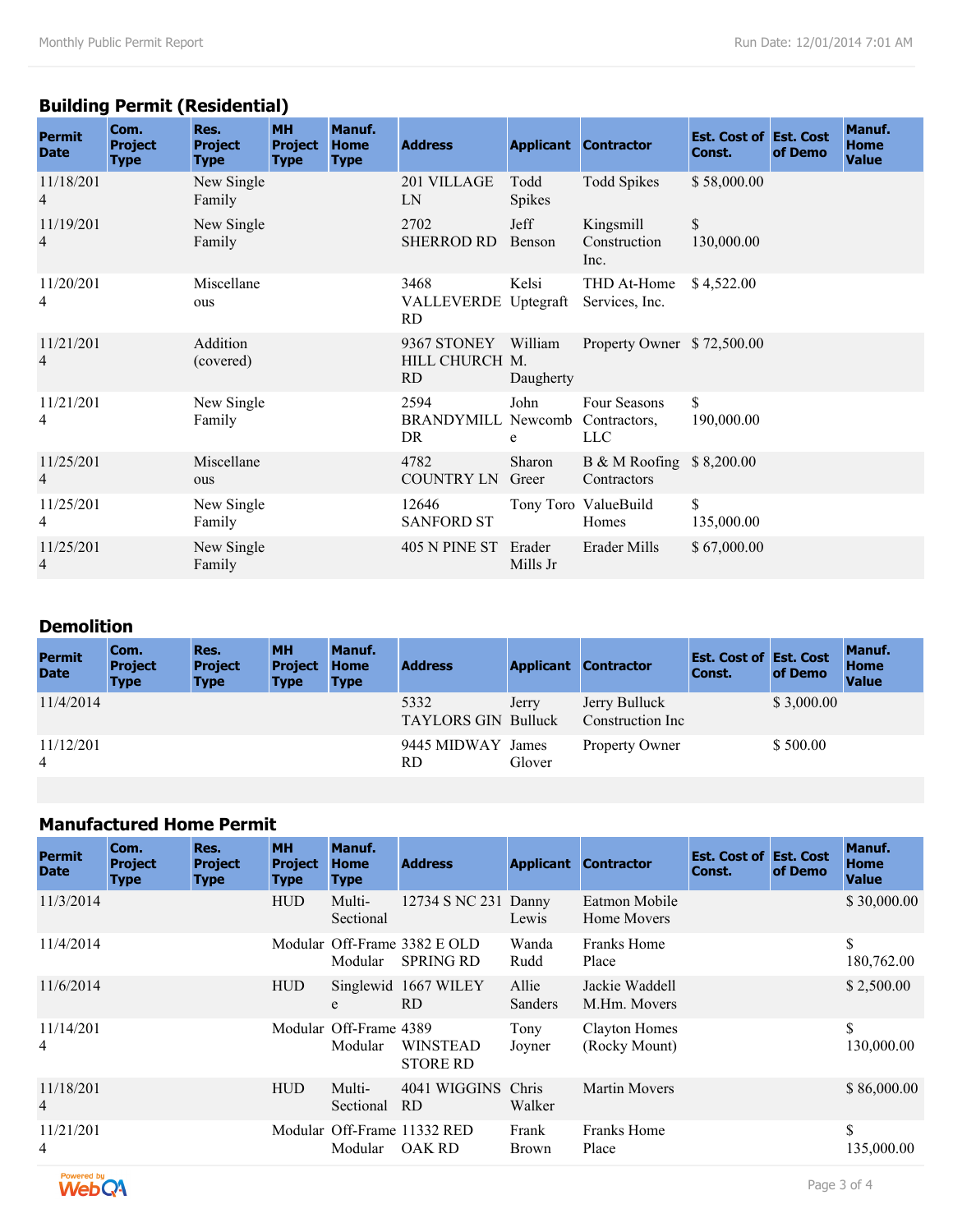## Building Permit (Residential)

| Permit Date | Com. Project Type | Res. Project Type | MH Project Type | Manuf. Home Type | Address | Applicant | Contractor | Est. Cost of Const. | Est. Cost of Demo | Manuf. Home Value |
|---|---|---|---|---|---|---|---|---|---|---|
| 11/18/2014 | | New Single Family | | | 201 VILLAGE LN | Todd Spikes | Todd Spikes | $ 58,000.00 | | |
| 11/19/2014 | | New Single Family | | | 2702 SHERROD RD | Jeff Benson | Kingsmill Construction Inc. | $ 130,000.00 | | |
| 11/20/2014 | | Miscellaneous | | | 3468 VALLEVERDE RD | Kelsi Uptegraft | THD At-Home Services, Inc. | $ 4,522.00 | | |
| 11/21/2014 | | Addition (covered) | | | 9367 STONEY HILL CHURCH RD | William M. Daugherty | Property Owner | $ 72,500.00 | | |
| 11/21/2014 | | New Single Family | | | 2594 BRANDYMILL DR | John Newcombe | Four Seasons Contractors, LLC | $ 190,000.00 | | |
| 11/25/2014 | | Miscellaneous | | | 4782 COUNTRY LN | Sharon Greer | B & M Roofing Contractors | $ 8,200.00 | | |
| 11/25/2014 | | New Single Family | | | 12646 SANFORD ST | Tony Toro | ValueBuild Homes | $ 135,000.00 | | |
| 11/25/2014 | | New Single Family | | | 405 N PINE ST | Erader Mills Jr | Erader Mills | $ 67,000.00 | | |

## Demolition

| Permit Date | Com. Project Type | Res. Project Type | MH Project Type | Manuf. Home Type | Address | Applicant | Contractor | Est. Cost of Const. | Est. Cost of Demo | Manuf. Home Value |
|---|---|---|---|---|---|---|---|---|---|---|
| 11/4/2014 | | | | | 5332 TAYLORS GIN | Jerry Bulluck | Jerry Bulluck Construction Inc | | $ 3,000.00 | |
| 11/12/2014 | | | | | 9445 MIDWAY RD | James Glover | Property Owner | | $ 500.00 | |

## Manufactured Home Permit

| Permit Date | Com. Project Type | Res. Project Type | MH Project Type | Manuf. Home Type | Address | Applicant | Contractor | Est. Cost of Const. | Est. Cost of Demo | Manuf. Home Value |
|---|---|---|---|---|---|---|---|---|---|---|
| 11/3/2014 | | | HUD | Multi-Sectional | 12734 S NC 231 | Danny Lewis | Eatmon Mobile Home Movers | | | $ 30,000.00 |
| 11/4/2014 | | | Modular | Off-Frame Modular | 3382 E OLD SPRING RD | Wanda Rudd | Franks Home Place | | | $ 180,762.00 |
| 11/6/2014 | | | HUD | Singlewide | 1667 WILEY RD | Allie Sanders | Jackie Waddell M.Hm. Movers | | | $ 2,500.00 |
| 11/14/2014 | | | Modular | Off-Frame Modular | 4389 WINSTEAD STORE RD | Tony Joyner | Clayton Homes (Rocky Mount) | | | $ 130,000.00 |
| 11/18/2014 | | | HUD | Multi-Sectional | 4041 WIGGINS RD | Chris Walker | Martin Movers | | | $ 86,000.00 |
| 11/21/2014 | | | Modular | Off-Frame Modular | 11332 RED OAK RD | Frank Brown | Franks Home Place | | | $ 135,000.00 |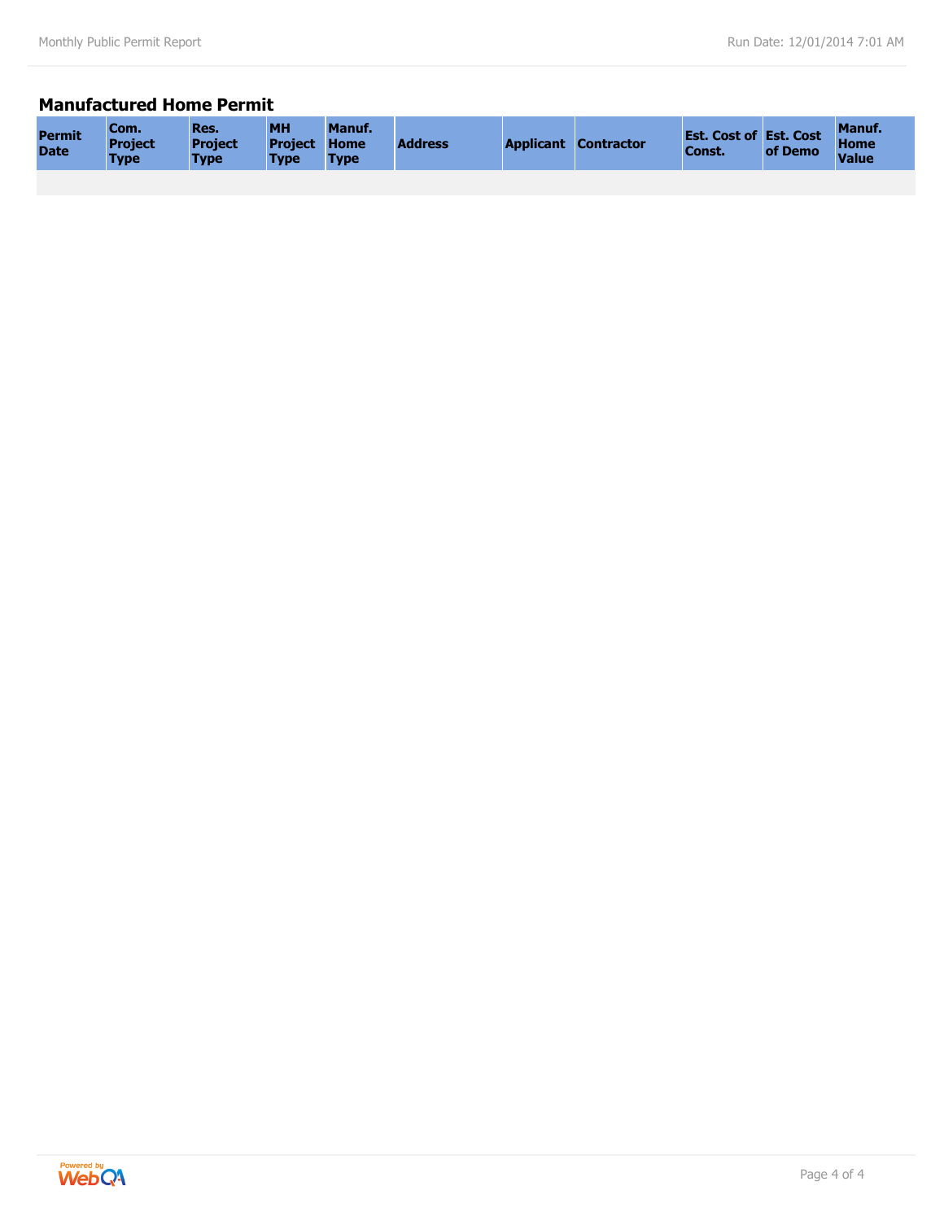## Manufactured Home Permit

| Permit Date | Com. Project Type | Res. Project Type | MH Project Type | Manuf. Home Type | Address | Applicant | Contractor | Est. Cost of Const. | Est. Cost of Demo | Manuf. Home Value |
|---|---|---|---|---|---|---|---|---|---|---|
| | | | | | | | | | | |